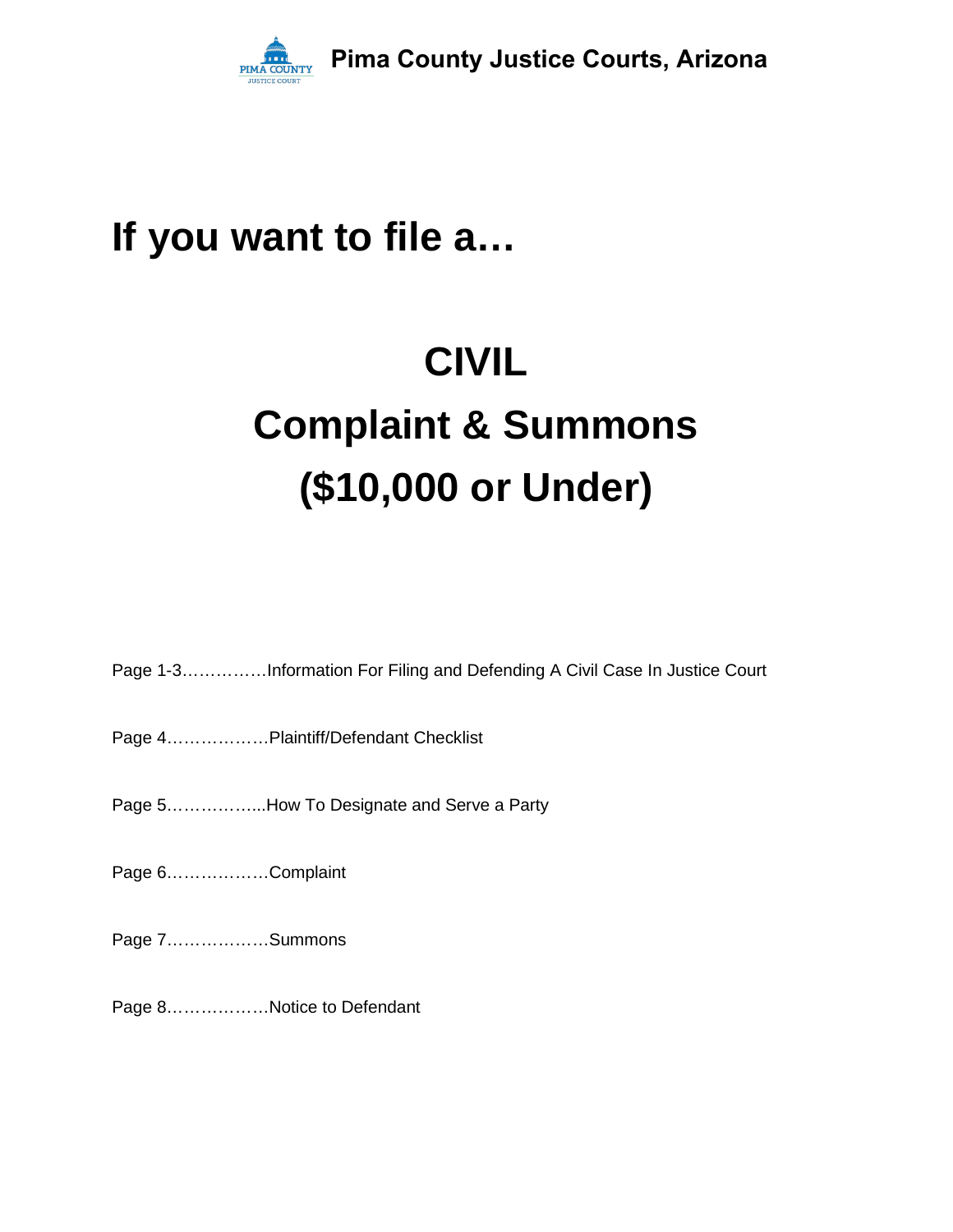**Pima County Justice Courts, Arizona**

# If you want to file a…

# CIVIL
# Complaint & Summons
# ($10,000 or Under)

Page 1-3……………Information For Filing and Defending A Civil Case In Justice Court

Page 4………………Plaintiff/Defendant Checklist

Page 5……………...How To Designate and Serve a Party

Page 6………………Complaint

Page 7………………Summons

Page 8………………Notice to Defendant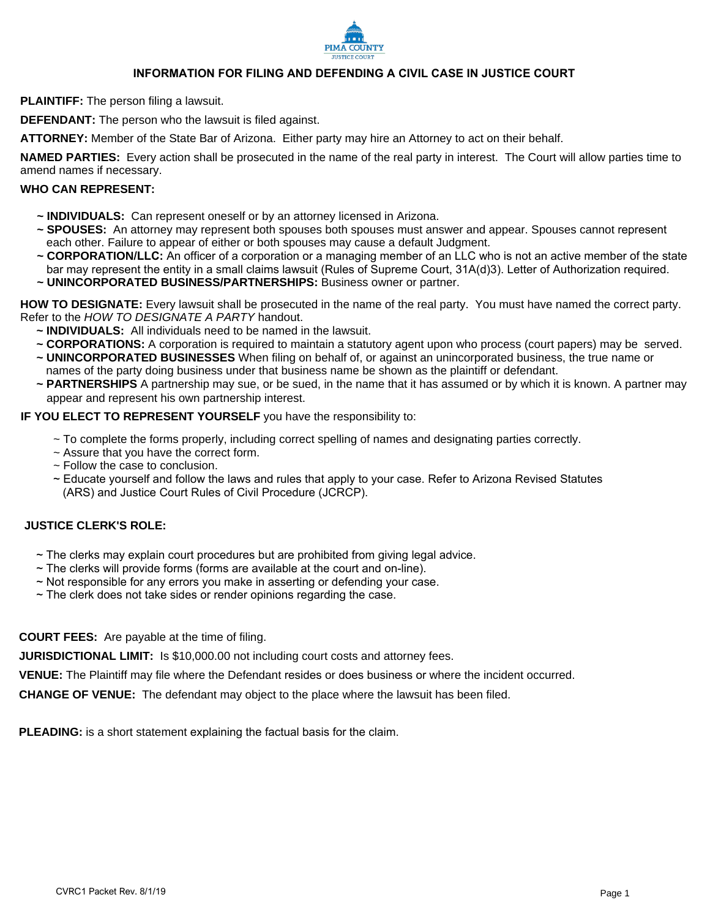PIMA COUNTY
JUSTICE COURT

## INFORMATION FOR FILING AND DEFENDING A CIVIL CASE IN JUSTICE COURT

**PLAINTIFF:** The person filing a lawsuit.

**DEFENDANT:** The person who the lawsuit is filed against.

**ATTORNEY:** Member of the State Bar of Arizona. Either party may hire an Attorney to act on their behalf.

**NAMED PARTIES:** Every action shall be prosecuted in the name of the real party in interest. The Court will allow parties time to amend names if necessary.

**WHO CAN REPRESENT:**

- ~ **INDIVIDUALS:** Can represent oneself or by an attorney licensed in Arizona.
- ~ **SPOUSES:** An attorney may represent both spouses both spouses must answer and appear. Spouses cannot represent each other. Failure to appear of either or both spouses may cause a default Judgment.
- ~ **CORPORATION/LLC:** An officer of a corporation or a managing member of an LLC who is not an active member of the state bar may represent the entity in a small claims lawsuit (Rules of Supreme Court, 31A(d)3). Letter of Authorization required.
- ~ **UNINCORPORATED BUSINESS/PARTNERSHIPS:** Business owner or partner.

**HOW TO DESIGNATE:** Every lawsuit shall be prosecuted in the name of the real party. You must have named the correct party. Refer to the *HOW TO DESIGNATE A PARTY* handout.

- ~ **INDIVIDUALS:** All individuals need to be named in the lawsuit.
- ~ **CORPORATIONS:** A corporation is required to maintain a statutory agent upon who process (court papers) may be served.
- ~ **UNINCORPORATED BUSINESSES** When filing on behalf of, or against an unincorporated business, the true name or names of the party doing business under that business name be shown as the plaintiff or defendant.
- ~ **PARTNERSHIPS** A partnership may sue, or be sued, in the name that it has assumed or by which it is known. A partner may appear and represent his own partnership interest.

**IF YOU ELECT TO REPRESENT YOURSELF** you have the responsibility to:

- ~ To complete the forms properly, including correct spelling of names and designating parties correctly.
- ~ Assure that you have the correct form.
- ~ Follow the case to conclusion.
- ~ Educate yourself and follow the laws and rules that apply to your case. Refer to Arizona Revised Statutes (ARS) and Justice Court Rules of Civil Procedure (JCRCP).

**JUSTICE CLERK'S ROLE:**

- ~ The clerks may explain court procedures but are prohibited from giving legal advice.
- ~ The clerks will provide forms (forms are available at the court and on-line).
- ~ Not responsible for any errors you make in asserting or defending your case.
- ~ The clerk does not take sides or render opinions regarding the case.

**COURT FEES:** Are payable at the time of filing.

**JURISDICTIONAL LIMIT:** Is $10,000.00 not including court costs and attorney fees.

**VENUE:** The Plaintiff may file where the Defendant resides or does business or where the incident occurred.

**CHANGE OF VENUE:** The defendant may object to the place where the lawsuit has been filed.

**PLEADING:** is a short statement explaining the factual basis for the claim.

CVRC1 Packet Rev. 8/1/19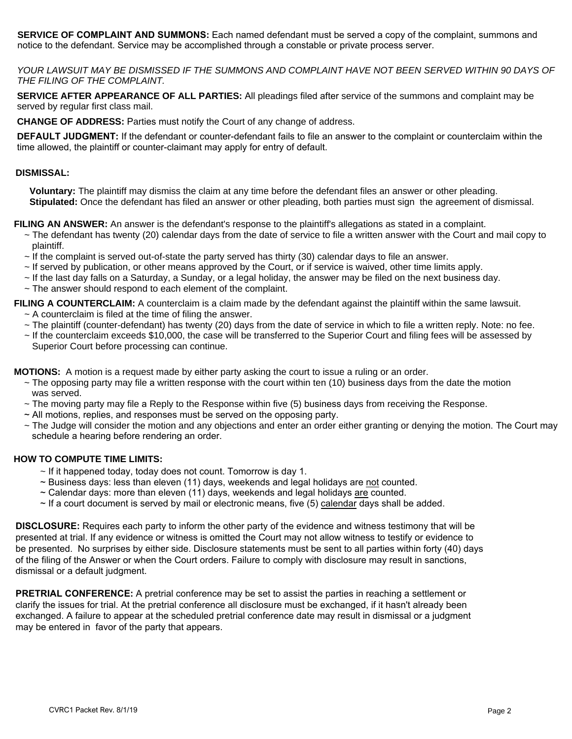**SERVICE OF COMPLAINT AND SUMMONS:** Each named defendant must be served a copy of the complaint, summons and notice to the defendant. Service may be accomplished through a constable or private process server.

*YOUR LAWSUIT MAY BE DISMISSED IF THE SUMMONS AND COMPLAINT HAVE NOT BEEN SERVED WITHIN 90 DAYS OF THE FILING OF THE COMPLAINT.*

**SERVICE AFTER APPEARANCE OF ALL PARTIES:** All pleadings filed after service of the summons and complaint may be served by regular first class mail.

**CHANGE OF ADDRESS:** Parties must notify the Court of any change of address.

**DEFAULT JUDGMENT:** If the defendant or counter-defendant fails to file an answer to the complaint or counterclaim within the time allowed, the plaintiff or counter-claimant may apply for entry of default.

**DISMISSAL:**

**Voluntary:** The plaintiff may dismiss the claim at any time before the defendant files an answer or other pleading.
**Stipulated:** Once the defendant has filed an answer or other pleading, both parties must sign the agreement of dismissal.

**FILING AN ANSWER:** An answer is the defendant's response to the plaintiff's allegations as stated in a complaint.

~ The defendant has twenty (20) calendar days from the date of service to file a written answer with the Court and mail copy to plaintiff.
~ If the complaint is served out-of-state the party served has thirty (30) calendar days to file an answer.
~ If served by publication, or other means approved by the Court, or if service is waived, other time limits apply.
~ If the last day falls on a Saturday, a Sunday, or a legal holiday, the answer may be filed on the next business day.
~ The answer should respond to each element of the complaint.

**FILING A COUNTERCLAIM:** A counterclaim is a claim made by the defendant against the plaintiff within the same lawsuit.

~ A counterclaim is filed at the time of filing the answer.
~ The plaintiff (counter-defendant) has twenty (20) days from the date of service in which to file a written reply. Note: no fee.
~ If the counterclaim exceeds $10,000, the case will be transferred to the Superior Court and filing fees will be assessed by Superior Court before processing can continue.

**MOTIONS:** A motion is a request made by either party asking the court to issue a ruling or an order.

~ The opposing party may file a written response with the court within ten (10) business days from the date the motion was served.
~ The moving party may file a Reply to the Response within five (5) business days from receiving the Response.
~ All motions, replies, and responses must be served on the opposing party.
~ The Judge will consider the motion and any objections and enter an order either granting or denying the motion. The Court may schedule a hearing before rendering an order.

**HOW TO COMPUTE TIME LIMITS:**

~ If it happened today, today does not count. Tomorrow is day 1.
~ Business days: less than eleven (11) days, weekends and legal holidays are <u>not</u> counted.
~ Calendar days: more than eleven (11) days, weekends and legal holidays <u>are</u> counted.
~ If a court document is served by mail or electronic means, five (5) <u>calendar</u> days shall be added.

**DISCLOSURE:** Requires each party to inform the other party of the evidence and witness testimony that will be presented at trial. If any evidence or witness is omitted the Court may not allow witness to testify or evidence to be presented. No surprises by either side. Disclosure statements must be sent to all parties within forty (40) days of the filing of the Answer or when the Court orders. Failure to comply with disclosure may result in sanctions, dismissal or a default judgment.

**PRETRIAL CONFERENCE:** A pretrial conference may be set to assist the parties in reaching a settlement or clarify the issues for trial. At the pretrial conference all disclosure must be exchanged, if it hasn't already been exchanged. A failure to appear at the scheduled pretrial conference date may result in dismissal or a judgment may be entered in favor of the party that appears.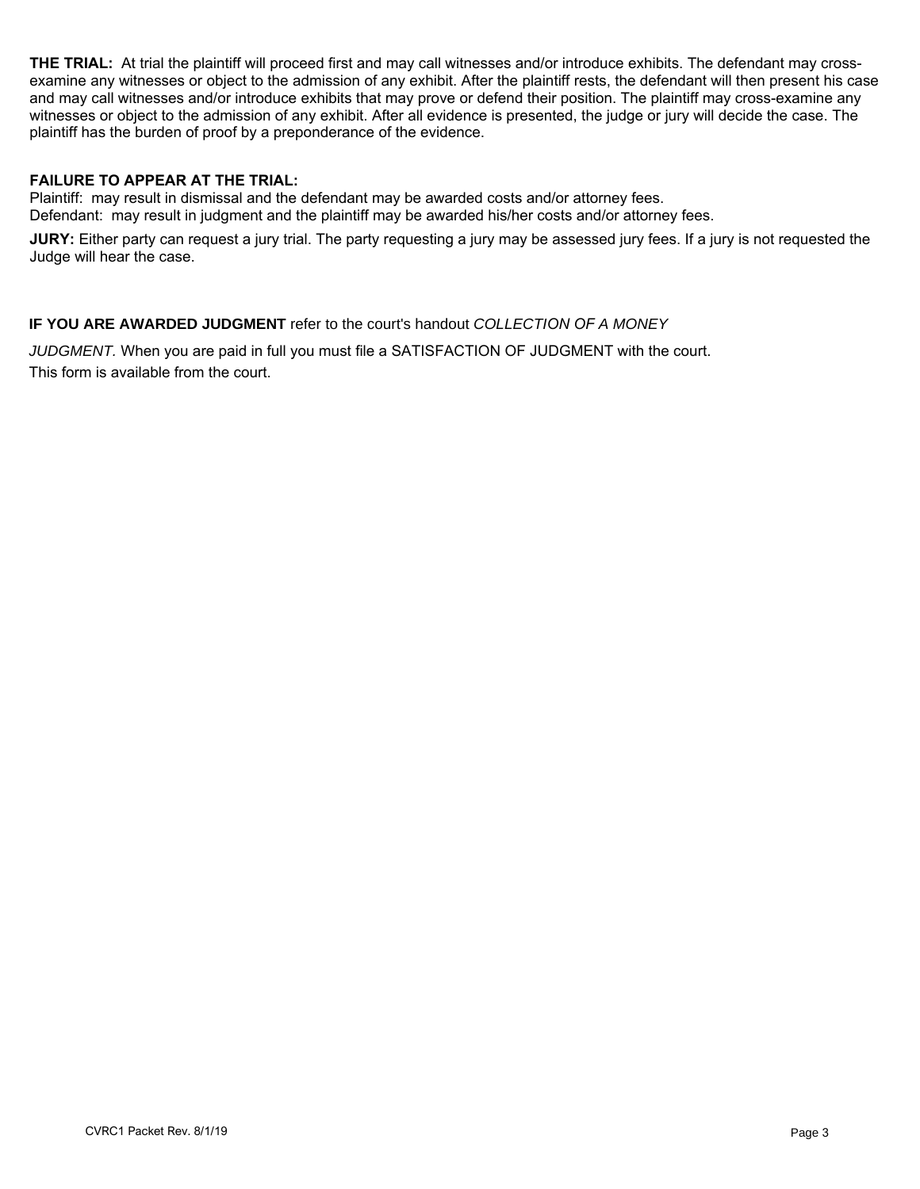**THE TRIAL:** At trial the plaintiff will proceed first and may call witnesses and/or introduce exhibits. The defendant may cross-examine any witnesses or object to the admission of any exhibit. After the plaintiff rests, the defendant will then present his case and may call witnesses and/or introduce exhibits that may prove or defend their position. The plaintiff may cross-examine any witnesses or object to the admission of any exhibit. After all evidence is presented, the judge or jury will decide the case. The plaintiff has the burden of proof by a preponderance of the evidence.

**FAILURE TO APPEAR AT THE TRIAL:**
Plaintiff: may result in dismissal and the defendant may be awarded costs and/or attorney fees.
Defendant: may result in judgment and the plaintiff may be awarded his/her costs and/or attorney fees.

**JURY:** Either party can request a jury trial. The party requesting a jury may be assessed jury fees. If a jury is not requested the Judge will hear the case.

**IF YOU ARE AWARDED JUDGMENT** refer to the court's handout *COLLECTION OF A MONEY JUDGMENT.* When you are paid in full you must file a SATISFACTION OF JUDGMENT with the court. This form is available from the court.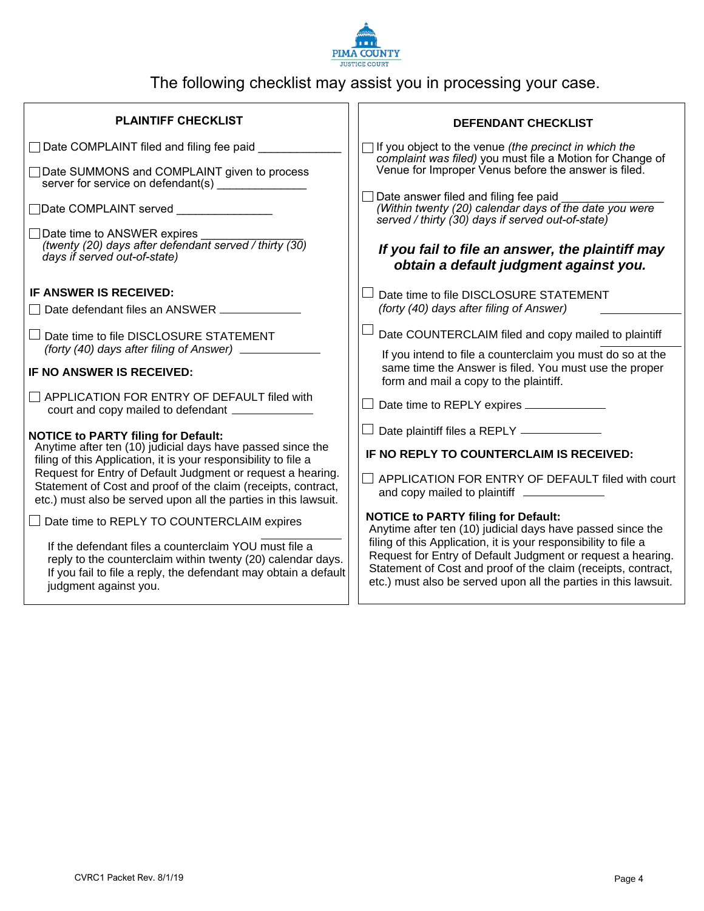PIMA COUNTY
JUSTICE COURT

The following checklist may assist you in processing your case.

## PLAINTIFF CHECKLIST

☐ Date COMPLAINT filed and filing fee paid _____________

☐ Date SUMMONS and COMPLAINT given to process server for service on defendant(s) _____________

☐ Date COMPLAINT served _______________

☐ Date time to ANSWER expires _______________
*(twenty (20) days after defendant served / thirty (30) days if served out-of-state)*

**IF ANSWER IS RECEIVED:**

☐ Date defendant files an ANSWER _____________

☐ Date time to file DISCLOSURE STATEMENT
*(forty (40) days after filing of Answer)* _____________

**IF NO ANSWER IS RECEIVED:**

☐ APPLICATION FOR ENTRY OF DEFAULT filed with court and copy mailed to defendant _____________

**NOTICE to PARTY filing for Default:**
Anytime after ten (10) judicial days have passed since the filing of this Application, it is your responsibility to file a Request for Entry of Default Judgment or request a hearing. Statement of Cost and proof of the claim (receipts, contract, etc.) must also be served upon all the parties in this lawsuit.

☐ Date time to REPLY TO COUNTERCLAIM expires _____________

If the defendant files a counterclaim YOU must file a reply to the counterclaim within twenty (20) calendar days. If you fail to file a reply, the defendant may obtain a default judgment against you.

## DEFENDANT CHECKLIST

☐ If you object to the venue *(the precinct in which the complaint was filed)* you must file a Motion for Change of Venue for Improper Venus before the answer is filed.

☐ Date answer filed and filing fee paid _______________
*(Within twenty (20) calendar days of the date you were served / thirty (30) days if served out-of-state)*

***If you fail to file an answer, the plaintiff may obtain a default judgment against you.***

☐ Date time to file DISCLOSURE STATEMENT
*(forty (40) days after filing of Answer)* _____________

☐ Date COUNTERCLAIM filed and copy mailed to plaintiff _____________

If you intend to file a counterclaim you must do so at the same time the Answer is filed. You must use the proper form and mail a copy to the plaintiff.

☐ Date time to REPLY expires _____________

☐ Date plaintiff files a REPLY _____________

**IF NO REPLY TO COUNTERCLAIM IS RECEIVED:**

☐ APPLICATION FOR ENTRY OF DEFAULT filed with court and copy mailed to plaintiff _____________

**NOTICE to PARTY filing for Default:**
Anytime after ten (10) judicial days have passed since the filing of this Application, it is your responsibility to file a Request for Entry of Default Judgment or request a hearing. Statement of Cost and proof of the claim (receipts, contract, etc.) must also be served upon all the parties in this lawsuit.

CVRC1 Packet Rev. 8/1/19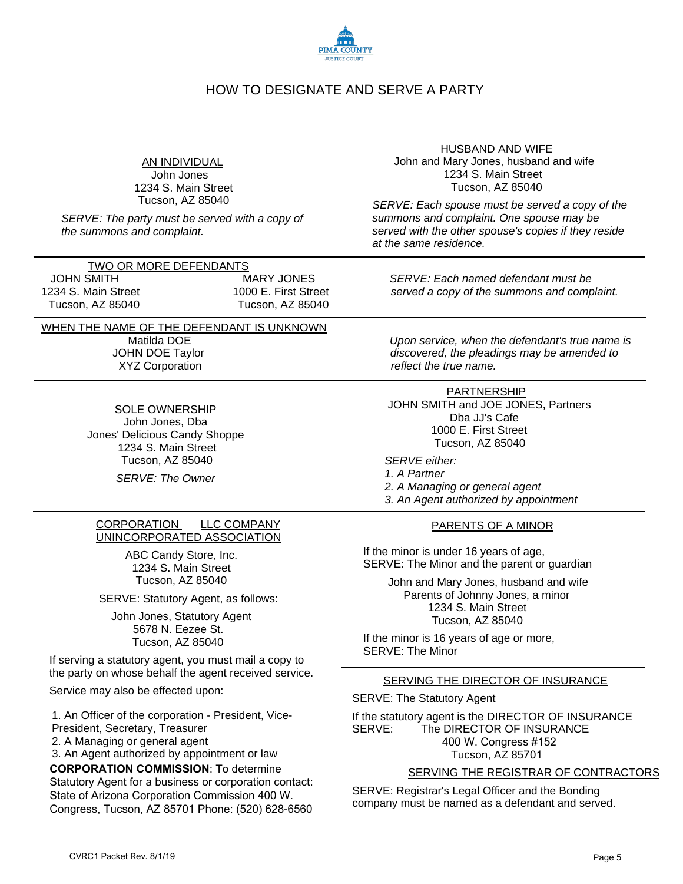# HOW TO DESIGNATE AND SERVE A PARTY

## AN INDIVIDUAL

John Jones
1234 S. Main Street
Tucson, AZ 85040

*SERVE: The party must be served with a copy of the summons and complaint.*

## HUSBAND AND WIFE

John and Mary Jones, husband and wife
1234 S. Main Street
Tucson, AZ 85040

*SERVE: Each spouse must be served a copy of the summons and complaint. One spouse may be served with the other spouse's copies if they reside at the same residence.*

## TWO OR MORE DEFENDANTS

JOHN SMITH
1234 S. Main Street
Tucson, AZ 85040

MARY JONES
1000 E. First Street
Tucson, AZ 85040

*SERVE: Each named defendant must be served a copy of the summons and complaint.*

## WHEN THE NAME OF THE DEFENDANT IS UNKNOWN

Matilda DOE
JOHN DOE Taylor
XYZ Corporation

*Upon service, when the defendant's true name is discovered, the pleadings may be amended to reflect the true name.*

## SOLE OWNERSHIP

John Jones, Dba
Jones' Delicious Candy Shoppe
1234 S. Main Street
Tucson, AZ 85040

*SERVE: The Owner*

## PARTNERSHIP

JOHN SMITH and JOE JONES, Partners
Dba JJ's Cafe
1000 E. First Street
Tucson, AZ 85040

*SERVE either:*

*1. A Partner*
*2. A Managing or general agent*
*3. An Agent authorized by appointment*

## CORPORATION LLC COMPANY UNINCORPORATED ASSOCIATION

ABC Candy Store, Inc.
1234 S. Main Street
Tucson, AZ 85040

SERVE: Statutory Agent, as follows:

John Jones, Statutory Agent
5678 N. Eezee St.
Tucson, AZ 85040

If serving a statutory agent, you must mail a copy to the party on whose behalf the agent received service.

Service may also be effected upon:

1. An Officer of the corporation - President, Vice-President, Secretary, Treasurer
2. A Managing or general agent
3. An Agent authorized by appointment or law

**CORPORATION COMMISSION**: To determine Statutory Agent for a business or corporation contact: State of Arizona Corporation Commission 400 W. Congress, Tucson, AZ 85701 Phone: (520) 628-6560

## PARENTS OF A MINOR

If the minor is under 16 years of age,
SERVE: The Minor and the parent or guardian

John and Mary Jones, husband and wife
Parents of Johnny Jones, a minor
1234 S. Main Street
Tucson, AZ 85040

If the minor is 16 years of age or more,
SERVE: The Minor

## SERVING THE DIRECTOR OF INSURANCE

SERVE: The Statutory Agent

If the statutory agent is the DIRECTOR OF INSURANCE
SERVE: The DIRECTOR OF INSURANCE
400 W. Congress #152
Tucson, AZ 85701

## SERVING THE REGISTRAR OF CONTRACTORS

SERVE: Registrar's Legal Officer and the Bonding company must be named as a defendant and served.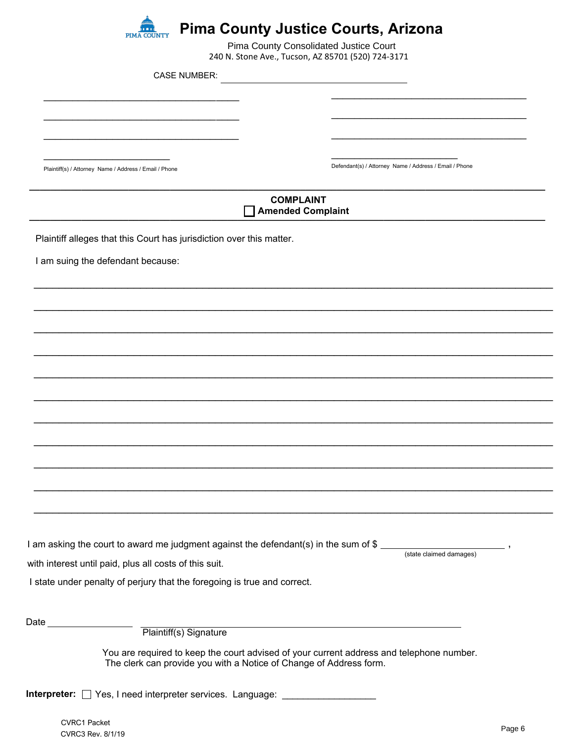# Pima County Justice Courts, Arizona

Pima County Consolidated Justice Court
240 N. Stone Ave., Tucson, AZ 85701 (520) 724-3171

CASE NUMBER: ______________________________

| | |
|---|---|
| ______________________________ | ______________________________ |
| ______________________________ | ______________________________ |
| ______________________________ | ______________________________ |
| ____________________ | ____________________ |
| Plaintiff(s) / Attorney Name / Address / Email / Phone | Defendant(s) / Attorney Name / Address / Email / Phone |

---

**COMPLAINT**

☐ **Amended Complaint**

---

Plaintiff alleges that this Court has jurisdiction over this matter.

I am suing the defendant because:

______________________________________________________________________________

______________________________________________________________________________

______________________________________________________________________________

______________________________________________________________________________

______________________________________________________________________________

______________________________________________________________________________

______________________________________________________________________________

______________________________________________________________________________

______________________________________________________________________________

______________________________________________________________________________

______________________________________________________________________________

I am asking the court to award me judgment against the defendant(s) in the sum of $ ____________________ ,
(state claimed damages)

with interest until paid, plus all costs of this suit.

I state under penalty of perjury that the foregoing is true and correct.

Date ______________ ________________________________________
Plaintiff(s) Signature

You are required to keep the court advised of your current address and telephone number.
The clerk can provide you with a Notice of Change of Address form.

**Interpreter:** ☐ Yes, I need interpreter services. Language: ______________

CVRC1 Packet
CVRC3 Rev. 8/1/19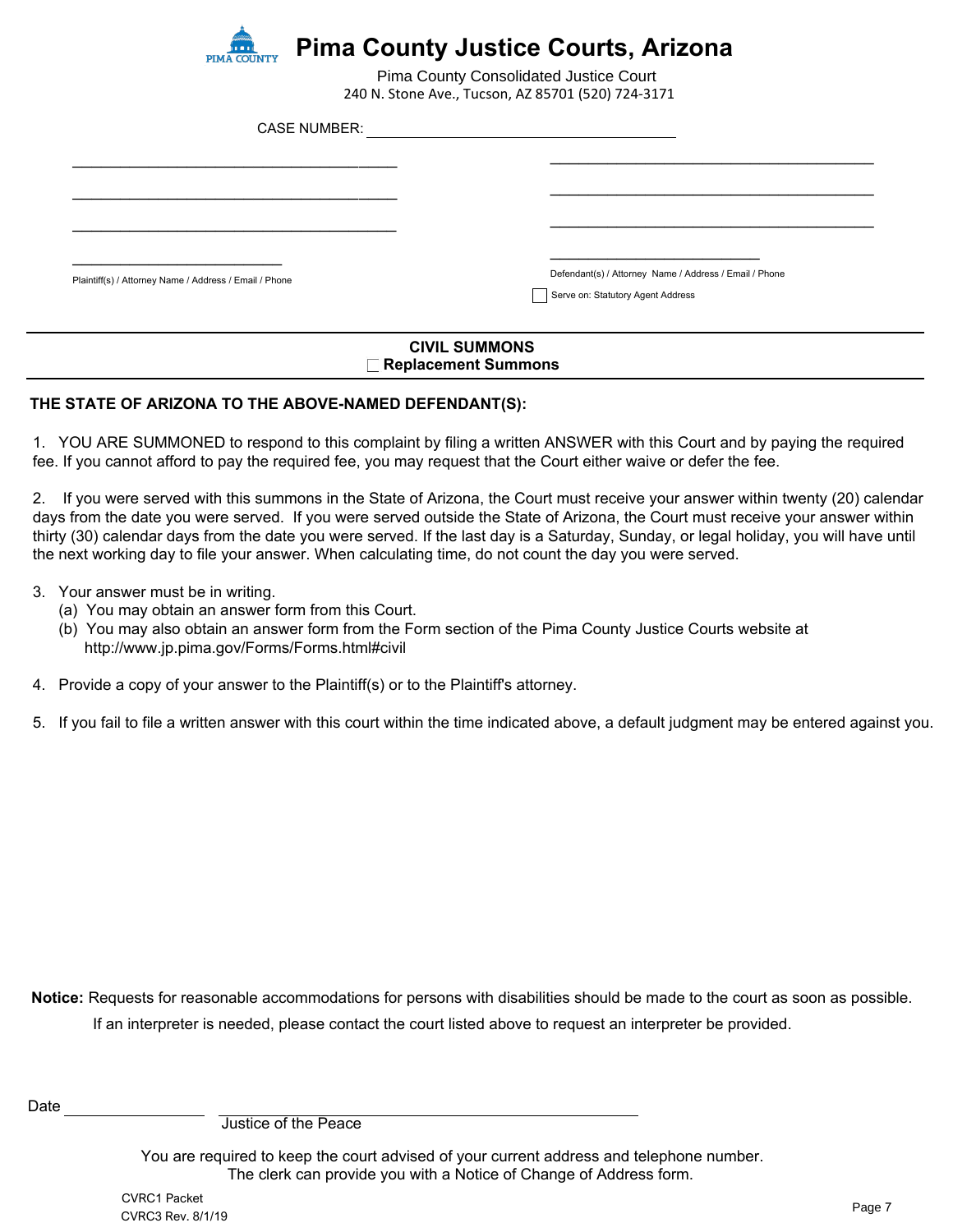# Pima County Justice Courts, Arizona

Pima County Consolidated Justice Court
240 N. Stone Ave., Tucson, AZ 85701 (520) 724-3171

CASE NUMBER: ______________________________________

| | |
|---|---|
| ________________________________________ | ________________________________________ |
| ________________________________________ | ________________________________________ |
| ________________________________________ | ________________________________________ |
| __________________________ | __________________________ |
| Plaintiff(s) / Attorney Name / Address / Email / Phone | Defendant(s) / Attorney Name / Address / Email / Phone |
| | ☐ Serve on: Statutory Agent Address |

## CIVIL SUMMONS
☐ **Replacement Summons**

**THE STATE OF ARIZONA TO THE ABOVE-NAMED DEFENDANT(S):**

1. YOU ARE SUMMONED to respond to this complaint by filing a written ANSWER with this Court and by paying the required fee. If you cannot afford to pay the required fee, you may request that the Court either waive or defer the fee.

2. If you were served with this summons in the State of Arizona, the Court must receive your answer within twenty (20) calendar days from the date you were served. If you were served outside the State of Arizona, the Court must receive your answer within thirty (30) calendar days from the date you were served. If the last day is a Saturday, Sunday, or legal holiday, you will have until the next working day to file your answer. When calculating time, do not count the day you were served.

3. Your answer must be in writing.
   (a) You may obtain an answer form from this Court.
   (b) You may also obtain an answer form from the Form section of the Pima County Justice Courts website at http://www.jp.pima.gov/Forms/Forms.html#civil

4. Provide a copy of your answer to the Plaintiff(s) or to the Plaintiff's attorney.

5. If you fail to file a written answer with this court within the time indicated above, a default judgment may be entered against you.

**Notice:** Requests for reasonable accommodations for persons with disabilities should be made to the court as soon as possible.
If an interpreter is needed, please contact the court listed above to request an interpreter be provided.

Date ________________ ________________________________________
Justice of the Peace

You are required to keep the court advised of your current address and telephone number.
The clerk can provide you with a Notice of Change of Address form.

CVRC1 Packet
CVRC3 Rev. 8/1/19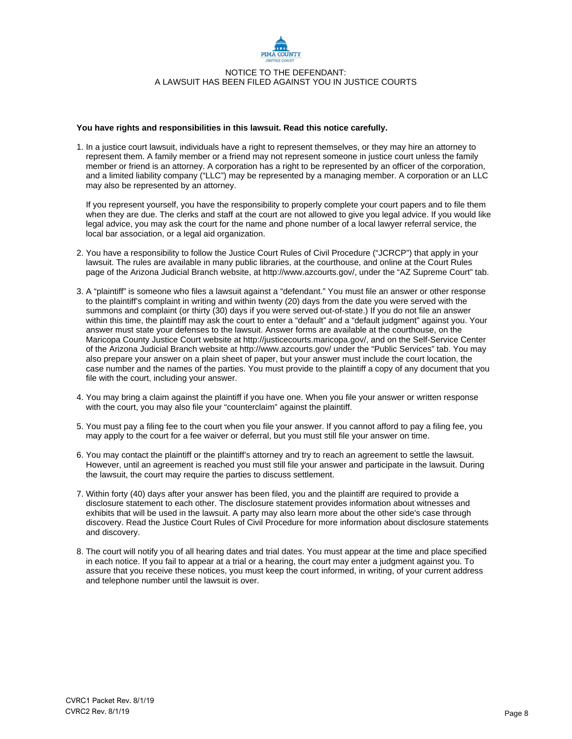PIMA COUNTY
JUSTICE COURT

# NOTICE TO THE DEFENDANT:
# A LAWSUIT HAS BEEN FILED AGAINST YOU IN JUSTICE COURTS

**You have rights and responsibilities in this lawsuit. Read this notice carefully.**

1. In a justice court lawsuit, individuals have a right to represent themselves, or they may hire an attorney to represent them. A family member or a friend may not represent someone in justice court unless the family member or friend is an attorney. A corporation has a right to be represented by an officer of the corporation, and a limited liability company ("LLC") may be represented by a managing member. A corporation or an LLC may also be represented by an attorney.

   If you represent yourself, you have the responsibility to properly complete your court papers and to file them when they are due. The clerks and staff at the court are not allowed to give you legal advice. If you would like legal advice, you may ask the court for the name and phone number of a local lawyer referral service, the local bar association, or a legal aid organization.

2. You have a responsibility to follow the Justice Court Rules of Civil Procedure ("JCRCP") that apply in your lawsuit. The rules are available in many public libraries, at the courthouse, and online at the Court Rules page of the Arizona Judicial Branch website, at http://www.azcourts.gov/, under the "AZ Supreme Court" tab.

3. A "plaintiff" is someone who files a lawsuit against a "defendant." You must file an answer or other response to the plaintiff's complaint in writing and within twenty (20) days from the date you were served with the summons and complaint (or thirty (30) days if you were served out-of-state.) If you do not file an answer within this time, the plaintiff may ask the court to enter a "default" and a "default judgment" against you. Your answer must state your defenses to the lawsuit. Answer forms are available at the courthouse, on the Maricopa County Justice Court website at http://justicecourts.maricopa.gov/, and on the Self-Service Center of the Arizona Judicial Branch website at http://www.azcourts.gov/ under the "Public Services" tab. You may also prepare your answer on a plain sheet of paper, but your answer must include the court location, the case number and the names of the parties. You must provide to the plaintiff a copy of any document that you file with the court, including your answer.

4. You may bring a claim against the plaintiff if you have one. When you file your answer or written response with the court, you may also file your "counterclaim" against the plaintiff.

5. You must pay a filing fee to the court when you file your answer. If you cannot afford to pay a filing fee, you may apply to the court for a fee waiver or deferral, but you must still file your answer on time.

6. You may contact the plaintiff or the plaintiff's attorney and try to reach an agreement to settle the lawsuit. However, until an agreement is reached you must still file your answer and participate in the lawsuit. During the lawsuit, the court may require the parties to discuss settlement.

7. Within forty (40) days after your answer has been filed, you and the plaintiff are required to provide a disclosure statement to each other. The disclosure statement provides information about witnesses and exhibits that will be used in the lawsuit. A party may also learn more about the other side's case through discovery. Read the Justice Court Rules of Civil Procedure for more information about disclosure statements and discovery.

8. The court will notify you of all hearing dates and trial dates. You must appear at the time and place specified in each notice. If you fail to appear at a trial or a hearing, the court may enter a judgment against you. To assure that you receive these notices, you must keep the court informed, in writing, of your current address and telephone number until the lawsuit is over.

CVRC1 Packet Rev. 8/1/19
CVRC2 Rev. 8/1/19